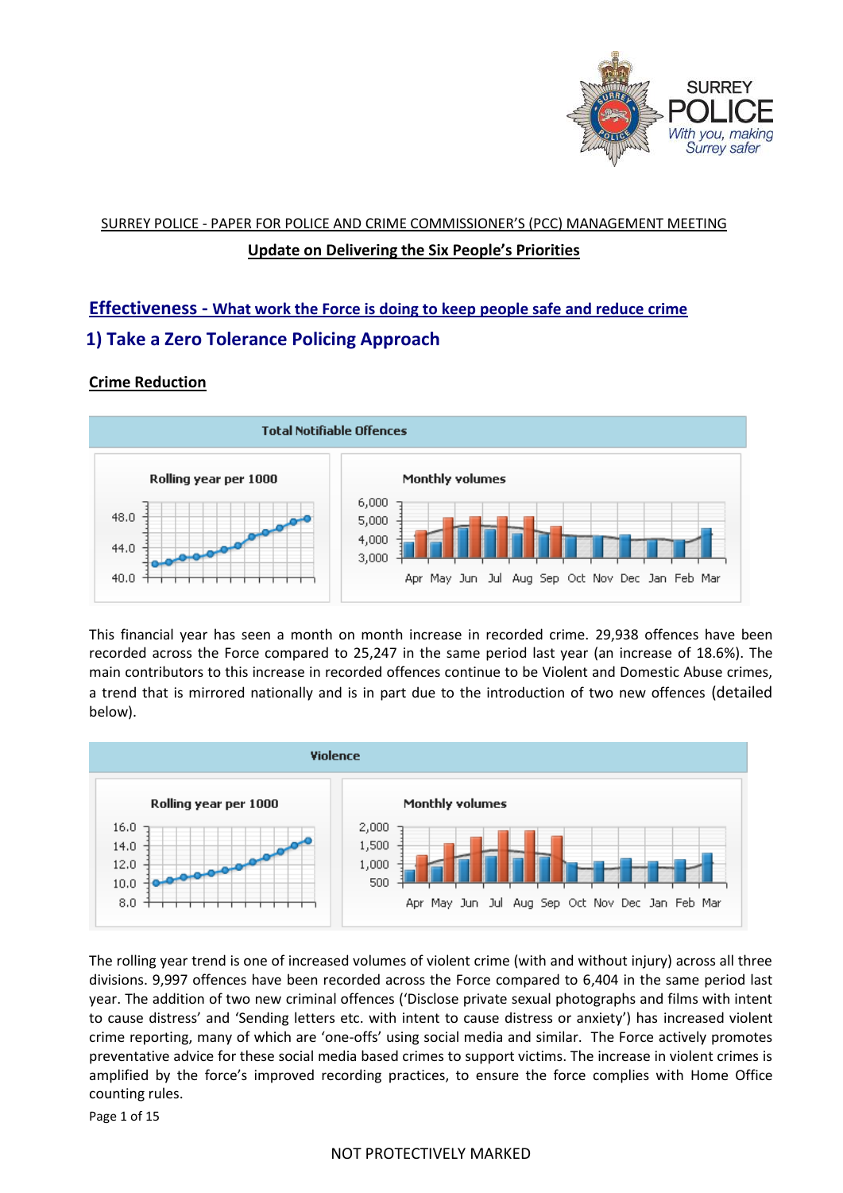SURREY POLICE - PAPER FOR POLICE AND CRIME COMMISSIONER'S (PCC) MANAGEMENT MEETING

**Update on Delivering the Six People's Priorities**

## Effectiveness - What work the Force is doing to keep people safe and reduce crime

## 1) Take a Zero Tolerance Policing Approach

**Crime Reduction**

This financial year has seen a month on month increase in recorded crime. 29,938 offences have been recorded across the Force compared to 25,247 in the same period last year (an increase of 18.6%). The main contributors to this increase in recorded offences continue to be Violent and Domestic Abuse crimes, a trend that is mirrored nationally and is in part due to the introduction of two new offences (detailed below).

The rolling year trend is one of increased volumes of violent crime (with and without injury) across all three divisions. 9,997 offences have been recorded across the Force compared to 6,404 in the same period last year. The addition of two new criminal offences ('Disclose private sexual photographs and films with intent to cause distress' and 'Sending letters etc. with intent to cause distress or anxiety') has increased violent crime reporting, many of which are 'one-offs' using social media and similar. The Force actively promotes preventative advice for these social media based crimes to support victims. The increase in violent crimes is amplified by the force's improved recording practices, to ensure the force complies with Home Office counting rules.

NOT PROTECTIVELY MARKED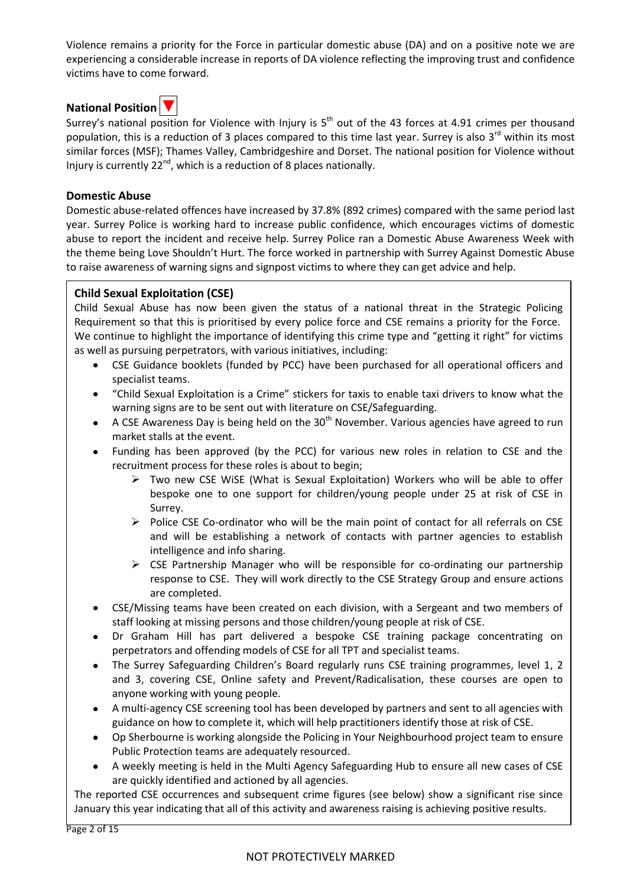Violence remains a priority for the Force in particular domestic abuse (DA) and on a positive note we are experiencing a considerable increase in reports of DA violence reflecting the improving trust and confidence victims have to come forward.

## National Position ▼

Surrey's national position for Violence with Injury is 5th out of the 43 forces at 4.91 crimes per thousand population, this is a reduction of 3 places compared to this time last year. Surrey is also 3rd within its most similar forces (MSF); Thames Valley, Cambridgeshire and Dorset. The national position for Violence without Injury is currently 22nd, which is a reduction of 8 places nationally.

## Domestic Abuse

Domestic abuse-related offences have increased by 37.8% (892 crimes) compared with the same period last year. Surrey Police is working hard to increase public confidence, which encourages victims of domestic abuse to report the incident and receive help. Surrey Police ran a Domestic Abuse Awareness Week with the theme being Love Shouldn't Hurt. The force worked in partnership with Surrey Against Domestic Abuse to raise awareness of warning signs and signpost victims to where they can get advice and help.

## Child Sexual Exploitation (CSE)

Child Sexual Abuse has now been given the status of a national threat in the Strategic Policing Requirement so that this is prioritised by every police force and CSE remains a priority for the Force. We continue to highlight the importance of identifying this crime type and "getting it right" for victims as well as pursuing perpetrators, with various initiatives, including:

- CSE Guidance booklets (funded by PCC) have been purchased for all operational officers and specialist teams.
- "Child Sexual Exploitation is a Crime" stickers for taxis to enable taxi drivers to know what the warning signs are to be sent out with literature on CSE/Safeguarding.
- A CSE Awareness Day is being held on the 30th November. Various agencies have agreed to run market stalls at the event.
- Funding has been approved (by the PCC) for various new roles in relation to CSE and the recruitment process for these roles is about to begin;
  - Two new CSE WiSE (What is Sexual Exploitation) Workers who will be able to offer bespoke one to one support for children/young people under 25 at risk of CSE in Surrey.
  - Police CSE Co-ordinator who will be the main point of contact for all referrals on CSE and will be establishing a network of contacts with partner agencies to establish intelligence and info sharing.
  - CSE Partnership Manager who will be responsible for co-ordinating our partnership response to CSE. They will work directly to the CSE Strategy Group and ensure actions are completed.
- CSE/Missing teams have been created on each division, with a Sergeant and two members of staff looking at missing persons and those children/young people at risk of CSE.
- Dr Graham Hill has part delivered a bespoke CSE training package concentrating on perpetrators and offending models of CSE for all TPT and specialist teams.
- The Surrey Safeguarding Children's Board regularly runs CSE training programmes, level 1, 2 and 3, covering CSE, Online safety and Prevent/Radicalisation, these courses are open to anyone working with young people.
- A multi-agency CSE screening tool has been developed by partners and sent to all agencies with guidance on how to complete it, which will help practitioners identify those at risk of CSE.
- Op Sherbourne is working alongside the Policing in Your Neighbourhood project team to ensure Public Protection teams are adequately resourced.
- A weekly meeting is held in the Multi Agency Safeguarding Hub to ensure all new cases of CSE are quickly identified and actioned by all agencies.

The reported CSE occurrences and subsequent crime figures (see below) show a significant rise since January this year indicating that all of this activity and awareness raising is achieving positive results.

NOT PROTECTIVELY MARKED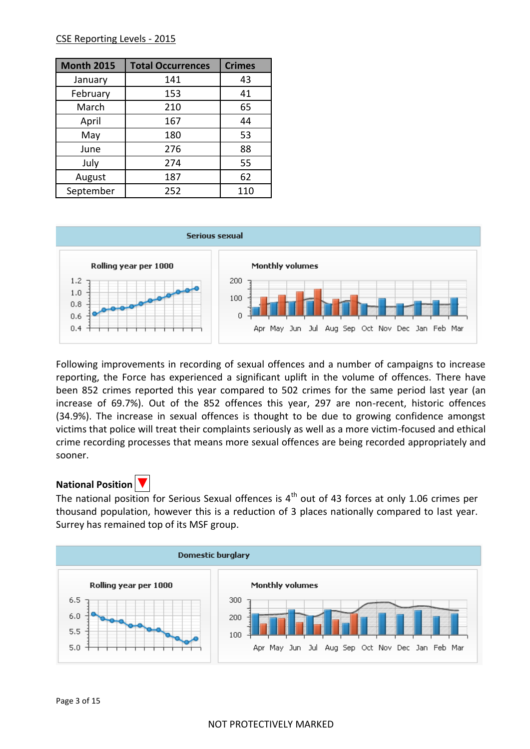CSE Reporting Levels - 2015

| Month 2015 | Total Occurrences | Crimes |
|---|---|---|
| January | 141 | 43 |
| February | 153 | 41 |
| March | 210 | 65 |
| April | 167 | 44 |
| May | 180 | 53 |
| June | 276 | 88 |
| July | 274 | 55 |
| August | 187 | 62 |
| September | 252 | 110 |

Serious sexual

Rolling year per 1000

Monthly volumes

Following improvements in recording of sexual offences and a number of campaigns to increase reporting, the Force has experienced a significant uplift in the volume of offences. There have been 852 crimes reported this year compared to 502 crimes for the same period last year (an increase of 69.7%). Out of the 852 offences this year, 297 are non-recent, historic offences (34.9%). The increase in sexual offences is thought to be due to growing confidence amongst victims that police will treat their complaints seriously as well as a more victim-focused and ethical crime recording processes that means more sexual offences are being recorded appropriately and sooner.

**National Position** ▼

The national position for Serious Sexual offences is 4th out of 43 forces at only 1.06 crimes per thousand population, however this is a reduction of 3 places nationally compared to last year. Surrey has remained top of its MSF group.

Domestic burglary

Rolling year per 1000

Monthly volumes

NOT PROTECTIVELY MARKED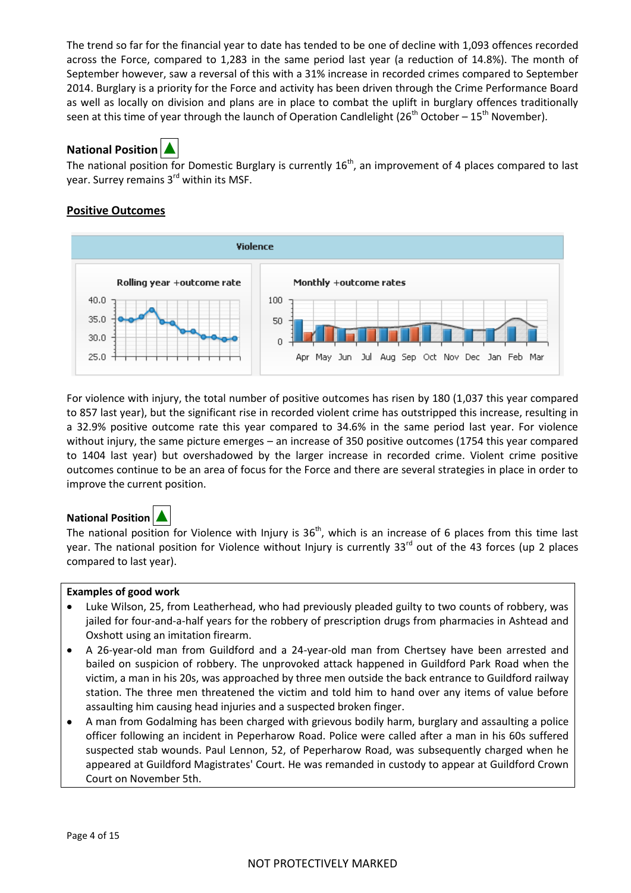The trend so far for the financial year to date has tended to be one of decline with 1,093 offences recorded across the Force, compared to 1,283 in the same period last year (a reduction of 14.8%). The month of September however, saw a reversal of this with a 31% increase in recorded crimes compared to September 2014. Burglary is a priority for the Force and activity has been driven through the Crime Performance Board as well as locally on division and plans are in place to combat the uplift in burglary offences traditionally seen at this time of year through the launch of Operation Candlelight (26th October – 15th November).

### National Position ▲

The national position for Domestic Burglary is currently 16th, an improvement of 4 places compared to last year. Surrey remains 3rd within its MSF.

## Positive Outcomes

Violence

Rolling year +outcome rate

Monthly +outcome rates

For violence with injury, the total number of positive outcomes has risen by 180 (1,037 this year compared to 857 last year), but the significant rise in recorded violent crime has outstripped this increase, resulting in a 32.9% positive outcome rate this year compared to 34.6% in the same period last year. For violence without injury, the same picture emerges – an increase of 350 positive outcomes (1754 this year compared to 1404 last year) but overshadowed by the larger increase in recorded crime. Violent crime positive outcomes continue to be an area of focus for the Force and there are several strategies in place in order to improve the current position.

### National Position ▲

The national position for Violence with Injury is 36th, which is an increase of 6 places from this time last year. The national position for Violence without Injury is currently 33rd out of the 43 forces (up 2 places compared to last year).

**Examples of good work**

- Luke Wilson, 25, from Leatherhead, who had previously pleaded guilty to two counts of robbery, was jailed for four-and-a-half years for the robbery of prescription drugs from pharmacies in Ashtead and Oxshott using an imitation firearm.
- A 26-year-old man from Guildford and a 24-year-old man from Chertsey have been arrested and bailed on suspicion of robbery. The unprovoked attack happened in Guildford Park Road when the victim, a man in his 20s, was approached by three men outside the back entrance to Guildford railway station. The three men threatened the victim and told him to hand over any items of value before assaulting him causing head injuries and a suspected broken finger.
- A man from Godalming has been charged with grievous bodily harm, burglary and assaulting a police officer following an incident in Peperharow Road. Police were called after a man in his 60s suffered suspected stab wounds. Paul Lennon, 52, of Peperharow Road, was subsequently charged when he appeared at Guildford Magistrates' Court. He was remanded in custody to appear at Guildford Crown Court on November 5th.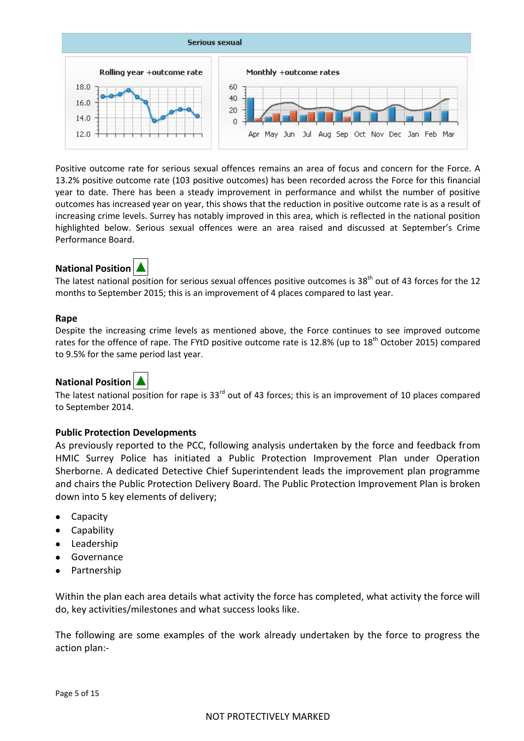**Serious sexual**

Rolling year +outcome rate

Monthly +outcome rates

Positive outcome rate for serious sexual offences remains an area of focus and concern for the Force. A 13.2% positive outcome rate (103 positive outcomes) has been recorded across the Force for this financial year to date. There has been a steady improvement in performance and whilst the number of positive outcomes has increased year on year, this shows that the reduction in positive outcome rate is as a result of increasing crime levels. Surrey has notably improved in this area, which is reflected in the national position highlighted below. Serious sexual offences were an area raised and discussed at September's Crime Performance Board.

**National Position** ▲

The latest national position for serious sexual offences positive outcomes is 38th out of 43 forces for the 12 months to September 2015; this is an improvement of 4 places compared to last year.

**Rape**

Despite the increasing crime levels as mentioned above, the Force continues to see improved outcome rates for the offence of rape. The FYtD positive outcome rate is 12.8% (up to 18th October 2015) compared to 9.5% for the same period last year.

**National Position** ▲

The latest national position for rape is 33rd out of 43 forces; this is an improvement of 10 places compared to September 2014.

**Public Protection Developments**

As previously reported to the PCC, following analysis undertaken by the force and feedback from HMIC Surrey Police has initiated a Public Protection Improvement Plan under Operation Sherborne. A dedicated Detective Chief Superintendent leads the improvement plan programme and chairs the Public Protection Delivery Board. The Public Protection Improvement Plan is broken down into 5 key elements of delivery;

- Capacity
- Capability
- Leadership
- Governance
- Partnership

Within the plan each area details what activity the force has completed, what activity the force will do, key activities/milestones and what success looks like.

The following are some examples of the work already undertaken by the force to progress the action plan:-

NOT PROTECTIVELY MARKED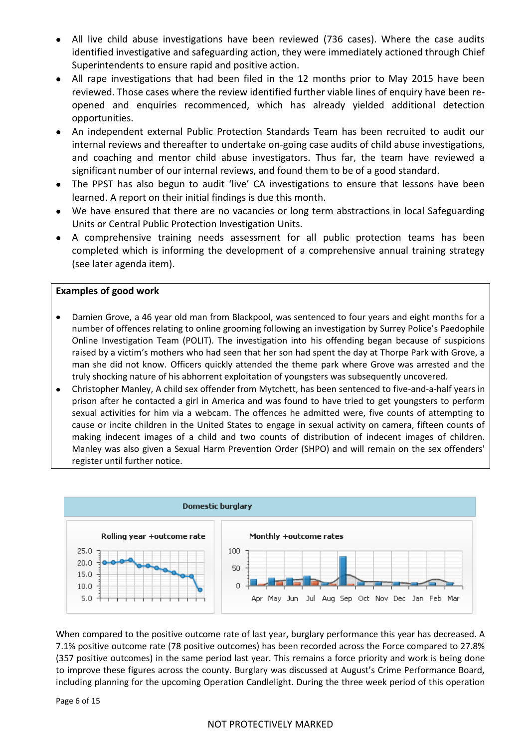- All live child abuse investigations have been reviewed (736 cases). Where the case audits identified investigative and safeguarding action, they were immediately actioned through Chief Superintendents to ensure rapid and positive action.
- All rape investigations that had been filed in the 12 months prior to May 2015 have been reviewed. Those cases where the review identified further viable lines of enquiry have been re-opened and enquiries recommenced, which has already yielded additional detection opportunities.
- An independent external Public Protection Standards Team has been recruited to audit our internal reviews and thereafter to undertake on-going case audits of child abuse investigations, and coaching and mentor child abuse investigators. Thus far, the team have reviewed a significant number of our internal reviews, and found them to be of a good standard.
- The PPST has also begun to audit 'live' CA investigations to ensure that lessons have been learned. A report on their initial findings is due this month.
- We have ensured that there are no vacancies or long term abstractions in local Safeguarding Units or Central Public Protection Investigation Units.
- A comprehensive training needs assessment for all public protection teams has been completed which is informing the development of a comprehensive annual training strategy (see later agenda item).

**Examples of good work**

- Damien Grove, a 46 year old man from Blackpool, was sentenced to four years and eight months for a number of offences relating to online grooming following an investigation by Surrey Police's Paedophile Online Investigation Team (POLIT). The investigation into his offending began because of suspicions raised by a victim's mothers who had seen that her son had spent the day at Thorpe Park with Grove, a man she did not know. Officers quickly attended the theme park where Grove was arrested and the truly shocking nature of his abhorrent exploitation of youngsters was subsequently uncovered.
- Christopher Manley, A child sex offender from Mytchett, has been sentenced to five-and-a-half years in prison after he contacted a girl in America and was found to have tried to get youngsters to perform sexual activities for him via a webcam. The offences he admitted were, five counts of attempting to cause or incite children in the United States to engage in sexual activity on camera, fifteen counts of making indecent images of a child and two counts of distribution of indecent images of children. Manley was also given a Sexual Harm Prevention Order (SHPO) and will remain on the sex offenders' register until further notice.

**Domestic burglary**

Rolling year +outcome rate | Monthly +outcome rates

When compared to the positive outcome rate of last year, burglary performance this year has decreased. A 7.1% positive outcome rate (78 positive outcomes) has been recorded across the Force compared to 27.8% (357 positive outcomes) in the same period last year. This remains a force priority and work is being done to improve these figures across the county. Burglary was discussed at August's Crime Performance Board, including planning for the upcoming Operation Candlelight. During the three week period of this operation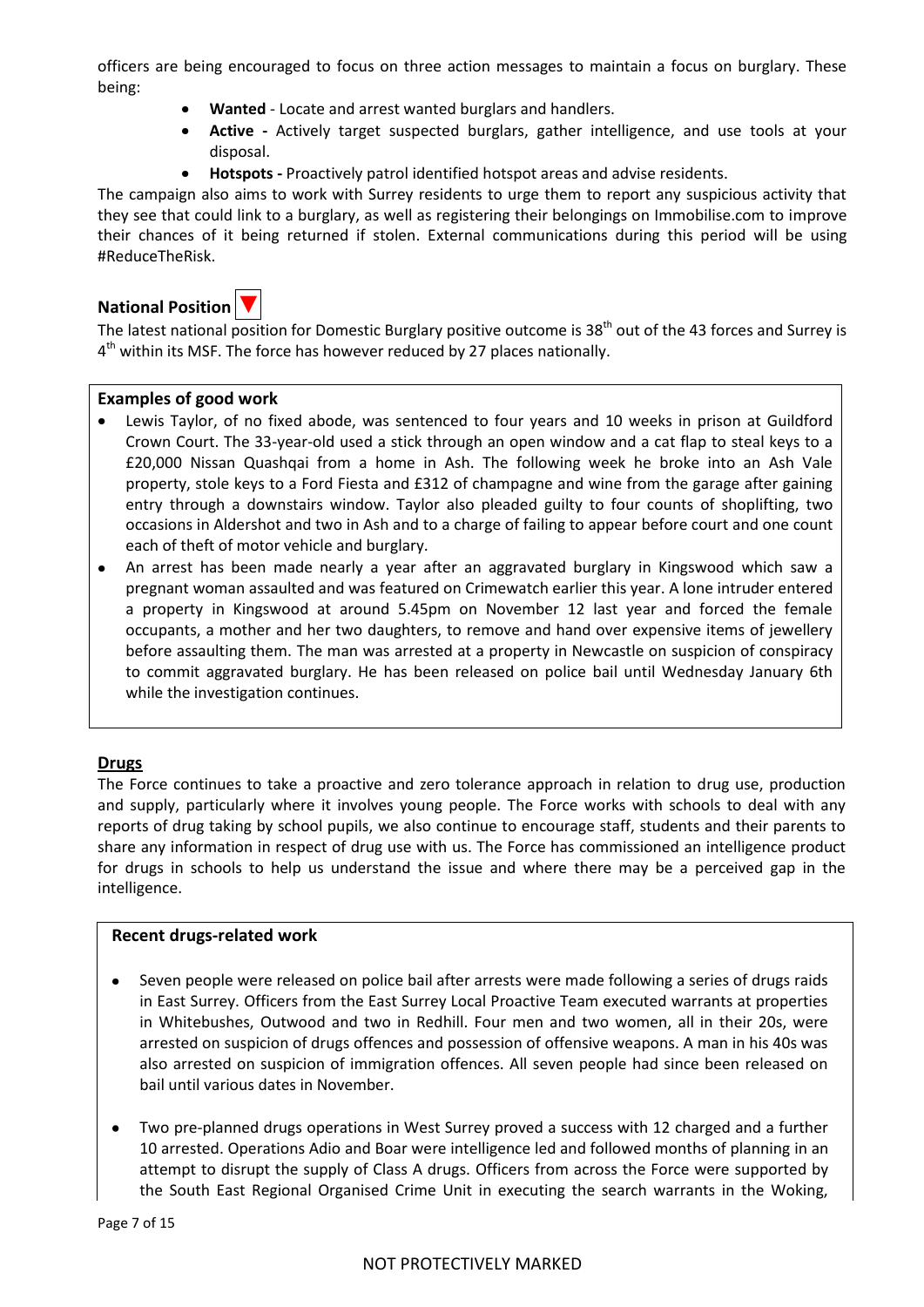officers are being encouraged to focus on three action messages to maintain a focus on burglary. These being:

- **Wanted** - Locate and arrest wanted burglars and handlers.
- **Active -** Actively target suspected burglars, gather intelligence, and use tools at your disposal.
- **Hotspots -** Proactively patrol identified hotspot areas and advise residents.

The campaign also aims to work with Surrey residents to urge them to report any suspicious activity that they see that could link to a burglary, as well as registering their belongings on Immobilise.com to improve their chances of it being returned if stolen. External communications during this period will be using #ReduceTheRisk.

### National Position ▼

The latest national position for Domestic Burglary positive outcome is 38th out of the 43 forces and Surrey is 4th within its MSF. The force has however reduced by 27 places nationally.

**Examples of good work**

- Lewis Taylor, of no fixed abode, was sentenced to four years and 10 weeks in prison at Guildford Crown Court. The 33-year-old used a stick through an open window and a cat flap to steal keys to a £20,000 Nissan Quashqai from a home in Ash. The following week he broke into an Ash Vale property, stole keys to a Ford Fiesta and £312 of champagne and wine from the garage after gaining entry through a downstairs window. Taylor also pleaded guilty to four counts of shoplifting, two occasions in Aldershot and two in Ash and to a charge of failing to appear before court and one count each of theft of motor vehicle and burglary.
- An arrest has been made nearly a year after an aggravated burglary in Kingswood which saw a pregnant woman assaulted and was featured on Crimewatch earlier this year. A lone intruder entered a property in Kingswood at around 5.45pm on November 12 last year and forced the female occupants, a mother and her two daughters, to remove and hand over expensive items of jewellery before assaulting them. The man was arrested at a property in Newcastle on suspicion of conspiracy to commit aggravated burglary. He has been released on police bail until Wednesday January 6th while the investigation continues.

## Drugs

The Force continues to take a proactive and zero tolerance approach in relation to drug use, production and supply, particularly where it involves young people. The Force works with schools to deal with any reports of drug taking by school pupils, we also continue to encourage staff, students and their parents to share any information in respect of drug use with us. The Force has commissioned an intelligence product for drugs in schools to help us understand the issue and where there may be a perceived gap in the intelligence.

**Recent drugs-related work**

- Seven people were released on police bail after arrests were made following a series of drugs raids in East Surrey. Officers from the East Surrey Local Proactive Team executed warrants at properties in Whitebushes, Outwood and two in Redhill. Four men and two women, all in their 20s, were arrested on suspicion of drugs offences and possession of offensive weapons. A man in his 40s was also arrested on suspicion of immigration offences. All seven people had since been released on bail until various dates in November.
- Two pre-planned drugs operations in West Surrey proved a success with 12 charged and a further 10 arrested. Operations Adio and Boar were intelligence led and followed months of planning in an attempt to disrupt the supply of Class A drugs. Officers from across the Force were supported by the South East Regional Organised Crime Unit in executing the search warrants in the Woking,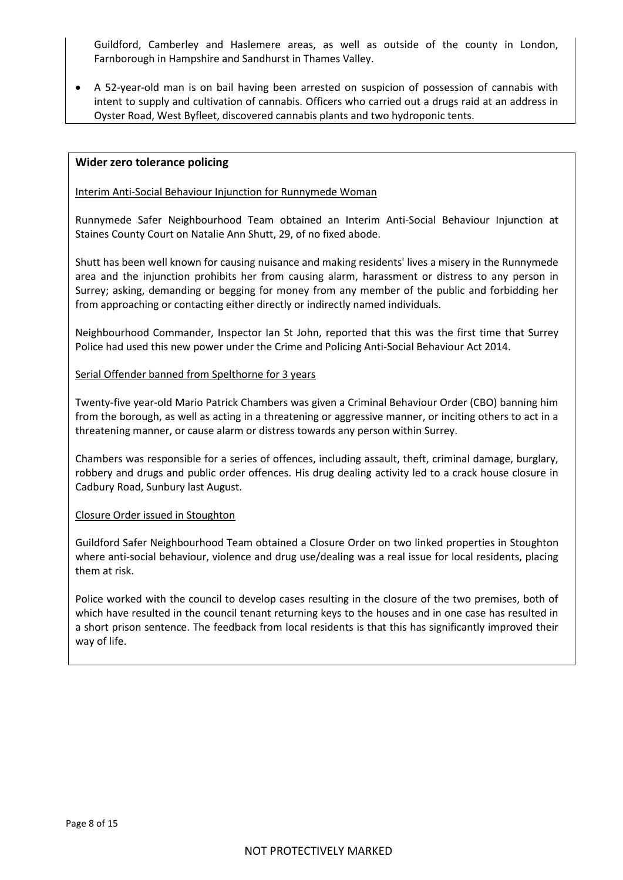Guildford, Camberley and Haslemere areas, as well as outside of the county in London, Farnborough in Hampshire and Sandhurst in Thames Valley.

- A 52-year-old man is on bail having been arrested on suspicion of possession of cannabis with intent to supply and cultivation of cannabis. Officers who carried out a drugs raid at an address in Oyster Road, West Byfleet, discovered cannabis plants and two hydroponic tents.

**Wider zero tolerance policing**

Interim Anti-Social Behaviour Injunction for Runnymede Woman

Runnymede Safer Neighbourhood Team obtained an Interim Anti-Social Behaviour Injunction at Staines County Court on Natalie Ann Shutt, 29, of no fixed abode.

Shutt has been well known for causing nuisance and making residents' lives a misery in the Runnymede area and the injunction prohibits her from causing alarm, harassment or distress to any person in Surrey; asking, demanding or begging for money from any member of the public and forbidding her from approaching or contacting either directly or indirectly named individuals.

Neighbourhood Commander, Inspector Ian St John, reported that this was the first time that Surrey Police had used this new power under the Crime and Policing Anti-Social Behaviour Act 2014.

Serial Offender banned from Spelthorne for 3 years

Twenty-five year-old Mario Patrick Chambers was given a Criminal Behaviour Order (CBO) banning him from the borough, as well as acting in a threatening or aggressive manner, or inciting others to act in a threatening manner, or cause alarm or distress towards any person within Surrey.

Chambers was responsible for a series of offences, including assault, theft, criminal damage, burglary, robbery and drugs and public order offences. His drug dealing activity led to a crack house closure in Cadbury Road, Sunbury last August.

Closure Order issued in Stoughton

Guildford Safer Neighbourhood Team obtained a Closure Order on two linked properties in Stoughton where anti-social behaviour, violence and drug use/dealing was a real issue for local residents, placing them at risk.

Police worked with the council to develop cases resulting in the closure of the two premises, both of which have resulted in the council tenant returning keys to the houses and in one case has resulted in a short prison sentence. The feedback from local residents is that this has significantly improved their way of life.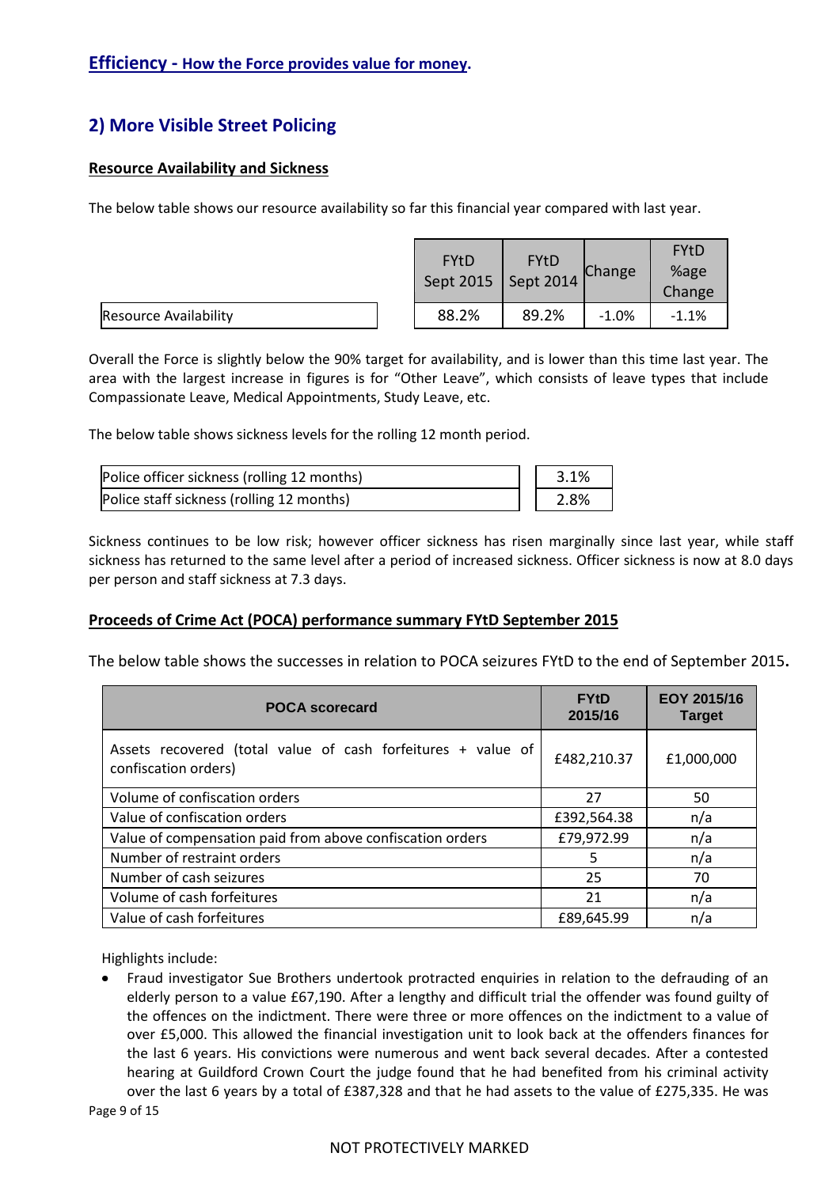## Efficiency - How the Force provides value for money.

## 2) More Visible Street Policing

**Resource Availability and Sickness**

The below table shows our resource availability so far this financial year compared with last year.

| | FYtD Sept 2015 | FYtD Sept 2014 | Change | FYtD %age Change |
|---|---|---|---|---|
| Resource Availability | 88.2% | 89.2% | -1.0% | -1.1% |

Overall the Force is slightly below the 90% target for availability, and is lower than this time last year. The area with the largest increase in figures is for "Other Leave", which consists of leave types that include Compassionate Leave, Medical Appointments, Study Leave, etc.

The below table shows sickness levels for the rolling 12 month period.

| | |
|---|---|
| Police officer sickness (rolling 12 months) | 3.1% |
| Police staff sickness (rolling 12 months) | 2.8% |

Sickness continues to be low risk; however officer sickness has risen marginally since last year, while staff sickness has returned to the same level after a period of increased sickness. Officer sickness is now at 8.0 days per person and staff sickness at 7.3 days.

**Proceeds of Crime Act (POCA) performance summary FYtD September 2015**

The below table shows the successes in relation to POCA seizures FYtD to the end of September 2015**.**

| POCA scorecard | FYtD 2015/16 | EOY 2015/16 Target |
|---|---|---|
| Assets recovered (total value of cash forfeitures + value of confiscation orders) | £482,210.37 | £1,000,000 |
| Volume of confiscation orders | 27 | 50 |
| Value of confiscation orders | £392,564.38 | n/a |
| Value of compensation paid from above confiscation orders | £79,972.99 | n/a |
| Number of restraint orders | 5 | n/a |
| Number of cash seizures | 25 | 70 |
| Volume of cash forfeitures | 21 | n/a |
| Value of cash forfeitures | £89,645.99 | n/a |

Highlights include:

- Fraud investigator Sue Brothers undertook protracted enquiries in relation to the defrauding of an elderly person to a value £67,190. After a lengthy and difficult trial the offender was found guilty of the offences on the indictment. There were three or more offences on the indictment to a value of over £5,000. This allowed the financial investigation unit to look back at the offenders finances for the last 6 years. His convictions were numerous and went back several decades. After a contested hearing at Guildford Crown Court the judge found that he had benefited from his criminal activity over the last 6 years by a total of £387,328 and that he had assets to the value of £275,335. He was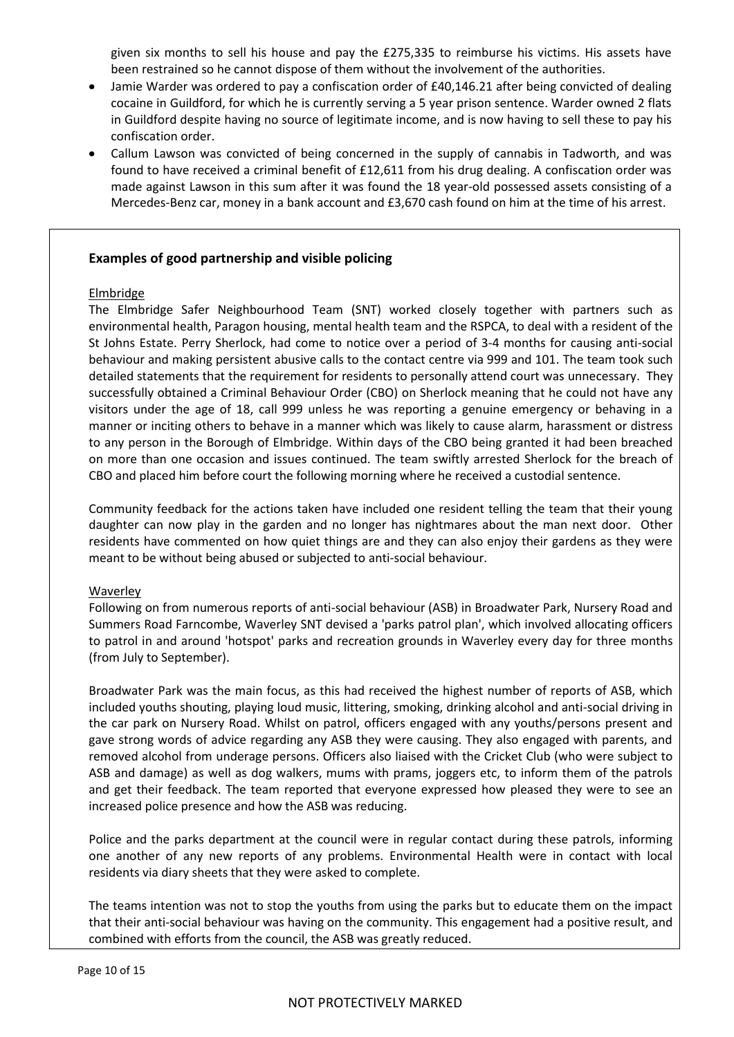given six months to sell his house and pay the £275,335 to reimburse his victims. His assets have been restrained so he cannot dispose of them without the involvement of the authorities.

- Jamie Warder was ordered to pay a confiscation order of £40,146.21 after being convicted of dealing cocaine in Guildford, for which he is currently serving a 5 year prison sentence. Warder owned 2 flats in Guildford despite having no source of legitimate income, and is now having to sell these to pay his confiscation order.
- Callum Lawson was convicted of being concerned in the supply of cannabis in Tadworth, and was found to have received a criminal benefit of £12,611 from his drug dealing. A confiscation order was made against Lawson in this sum after it was found the 18 year-old possessed assets consisting of a Mercedes-Benz car, money in a bank account and £3,670 cash found on him at the time of his arrest.

## Examples of good partnership and visible policing

Elmbridge

The Elmbridge Safer Neighbourhood Team (SNT) worked closely together with partners such as environmental health, Paragon housing, mental health team and the RSPCA, to deal with a resident of the St Johns Estate. Perry Sherlock, had come to notice over a period of 3-4 months for causing anti-social behaviour and making persistent abusive calls to the contact centre via 999 and 101. The team took such detailed statements that the requirement for residents to personally attend court was unnecessary. They successfully obtained a Criminal Behaviour Order (CBO) on Sherlock meaning that he could not have any visitors under the age of 18, call 999 unless he was reporting a genuine emergency or behaving in a manner or inciting others to behave in a manner which was likely to cause alarm, harassment or distress to any person in the Borough of Elmbridge. Within days of the CBO being granted it had been breached on more than one occasion and issues continued. The team swiftly arrested Sherlock for the breach of CBO and placed him before court the following morning where he received a custodial sentence.

Community feedback for the actions taken have included one resident telling the team that their young daughter can now play in the garden and no longer has nightmares about the man next door. Other residents have commented on how quiet things are and they can also enjoy their gardens as they were meant to be without being abused or subjected to anti-social behaviour.

Waverley

Following on from numerous reports of anti-social behaviour (ASB) in Broadwater Park, Nursery Road and Summers Road Farncombe, Waverley SNT devised a 'parks patrol plan', which involved allocating officers to patrol in and around 'hotspot' parks and recreation grounds in Waverley every day for three months (from July to September).

Broadwater Park was the main focus, as this had received the highest number of reports of ASB, which included youths shouting, playing loud music, littering, smoking, drinking alcohol and anti-social driving in the car park on Nursery Road. Whilst on patrol, officers engaged with any youths/persons present and gave strong words of advice regarding any ASB they were causing. They also engaged with parents, and removed alcohol from underage persons. Officers also liaised with the Cricket Club (who were subject to ASB and damage) as well as dog walkers, mums with prams, joggers etc, to inform them of the patrols and get their feedback. The team reported that everyone expressed how pleased they were to see an increased police presence and how the ASB was reducing.

Police and the parks department at the council were in regular contact during these patrols, informing one another of any new reports of any problems. Environmental Health were in contact with local residents via diary sheets that they were asked to complete.

The teams intention was not to stop the youths from using the parks but to educate them on the impact that their anti-social behaviour was having on the community. This engagement had a positive result, and combined with efforts from the council, the ASB was greatly reduced.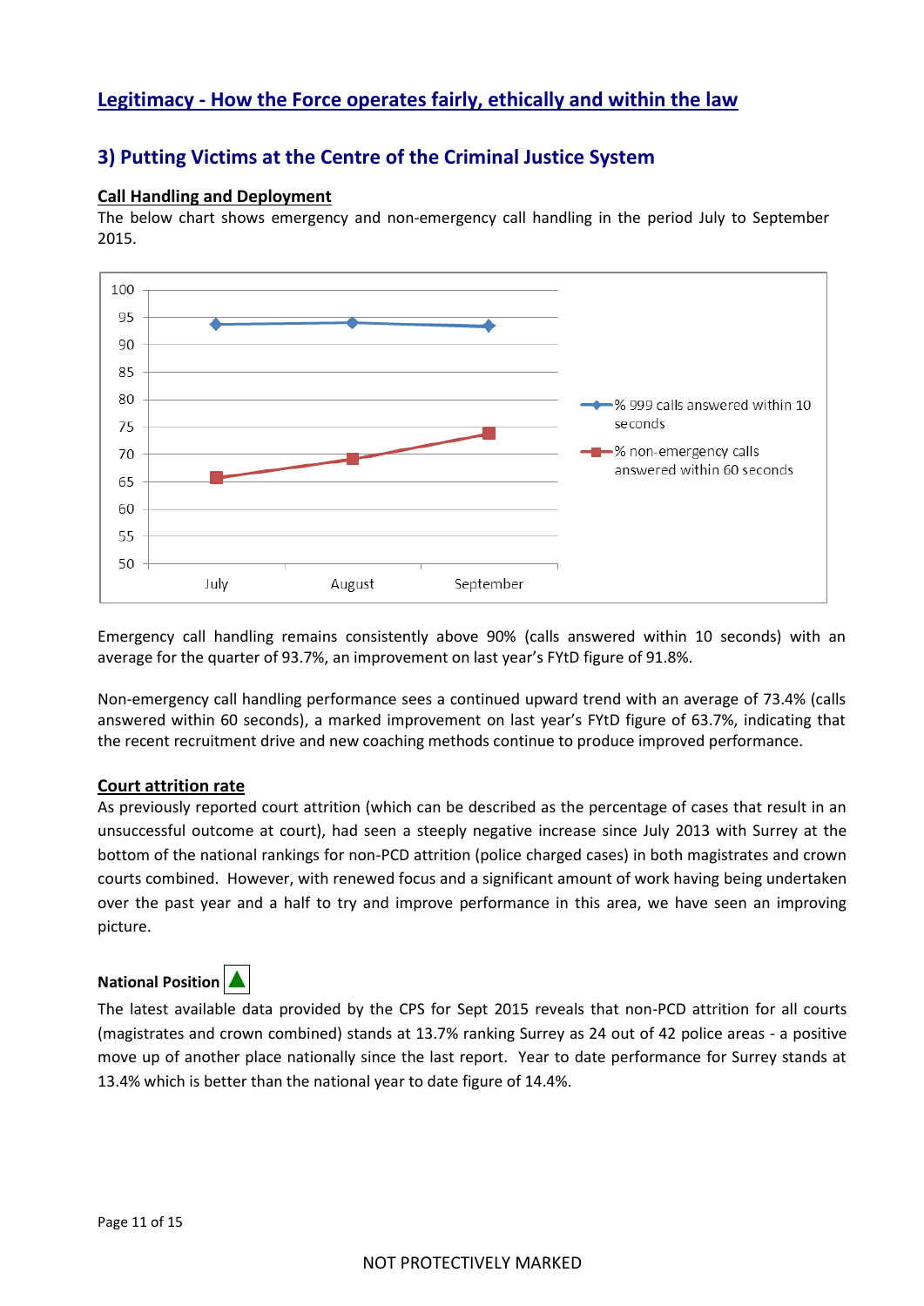## Legitimacy - How the Force operates fairly, ethically and within the law

### 3) Putting Victims at the Centre of the Criminal Justice System

**Call Handling and Deployment**

The below chart shows emergency and non-emergency call handling in the period July to September 2015.

Emergency call handling remains consistently above 90% (calls answered within 10 seconds) with an average for the quarter of 93.7%, an improvement on last year's FYtD figure of 91.8%.

Non-emergency call handling performance sees a continued upward trend with an average of 73.4% (calls answered within 60 seconds), a marked improvement on last year's FYtD figure of 63.7%, indicating that the recent recruitment drive and new coaching methods continue to produce improved performance.

**Court attrition rate**

As previously reported court attrition (which can be described as the percentage of cases that result in an unsuccessful outcome at court), had seen a steeply negative increase since July 2013 with Surrey at the bottom of the national rankings for non-PCD attrition (police charged cases) in both magistrates and crown courts combined. However, with renewed focus and a significant amount of work having being undertaken over the past year and a half to try and improve performance in this area, we have seen an improving picture.

**National Position** ▲

The latest available data provided by the CPS for Sept 2015 reveals that non-PCD attrition for all courts (magistrates and crown combined) stands at 13.7% ranking Surrey as 24 out of 42 police areas - a positive move up of another place nationally since the last report. Year to date performance for Surrey stands at 13.4% which is better than the national year to date figure of 14.4%.

NOT PROTECTIVELY MARKED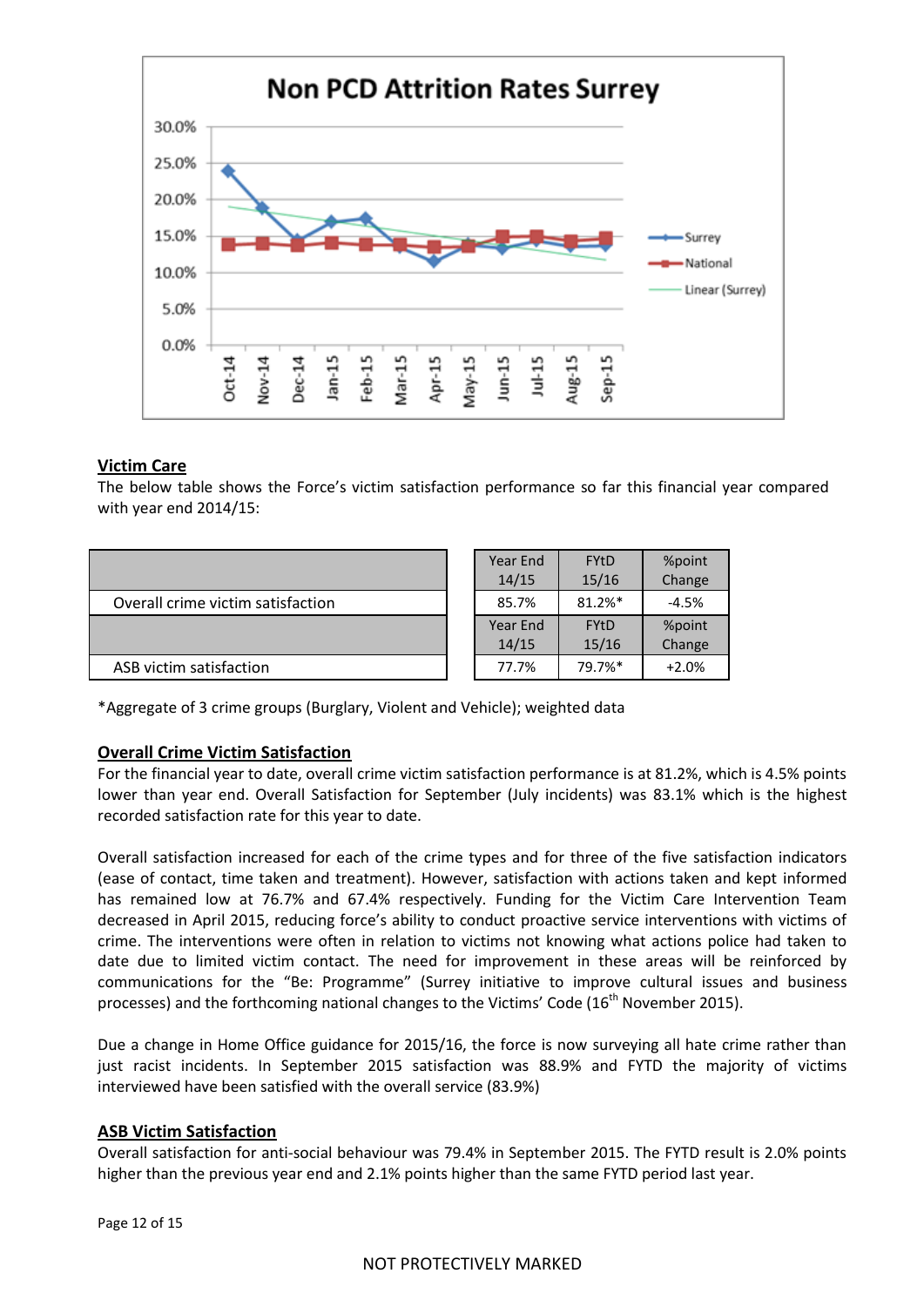**Victim Care**

The below table shows the Force's victim satisfaction performance so far this financial year compared with year end 2014/15:

| | Year End 14/15 | FYtD 15/16 | %point Change |
|---|---|---|---|
| Overall crime victim satisfaction | 85.7% | 81.2%* | -4.5% |
| | Year End 14/15 | FYtD 15/16 | %point Change |
| ASB victim satisfaction | 77.7% | 79.7%* | +2.0% |

*Aggregate of 3 crime groups (Burglary, Violent and Vehicle); weighted data

**Overall Crime Victim Satisfaction**

For the financial year to date, overall crime victim satisfaction performance is at 81.2%, which is 4.5% points lower than year end. Overall Satisfaction for September (July incidents) was 83.1% which is the highest recorded satisfaction rate for this year to date.

Overall satisfaction increased for each of the crime types and for three of the five satisfaction indicators (ease of contact, time taken and treatment). However, satisfaction with actions taken and kept informed has remained low at 76.7% and 67.4% respectively. Funding for the Victim Care Intervention Team decreased in April 2015, reducing force's ability to conduct proactive service interventions with victims of crime. The interventions were often in relation to victims not knowing what actions police had taken to date due to limited victim contact. The need for improvement in these areas will be reinforced by communications for the "Be: Programme" (Surrey initiative to improve cultural issues and business processes) and the forthcoming national changes to the Victims' Code (16th November 2015).

Due a change in Home Office guidance for 2015/16, the force is now surveying all hate crime rather than just racist incidents. In September 2015 satisfaction was 88.9% and FYTD the majority of victims interviewed have been satisfied with the overall service (83.9%)

**ASB Victim Satisfaction**

Overall satisfaction for anti-social behaviour was 79.4% in September 2015. The FYTD result is 2.0% points higher than the previous year end and 2.1% points higher than the same FYTD period last year.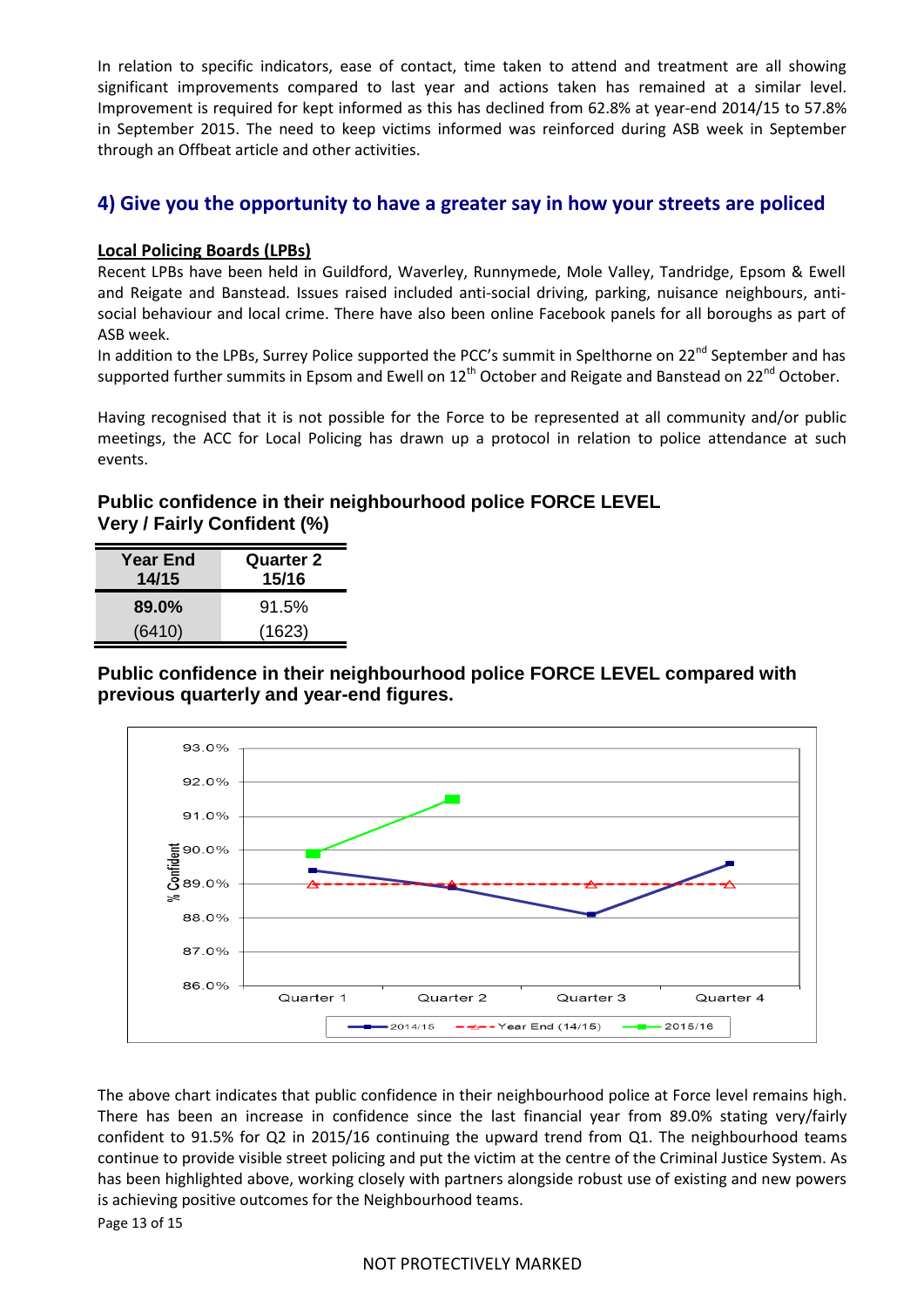In relation to specific indicators, ease of contact, time taken to attend and treatment are all showing significant improvements compared to last year and actions taken has remained at a similar level. Improvement is required for kept informed as this has declined from 62.8% at year-end 2014/15 to 57.8% in September 2015. The need to keep victims informed was reinforced during ASB week in September through an Offbeat article and other activities.

## 4) Give you the opportunity to have a greater say in how your streets are policed

**Local Policing Boards (LPBs)**

Recent LPBs have been held in Guildford, Waverley, Runnymede, Mole Valley, Tandridge, Epsom & Ewell and Reigate and Banstead. Issues raised included anti-social driving, parking, nuisance neighbours, anti-social behaviour and local crime. There have also been online Facebook panels for all boroughs as part of ASB week.

In addition to the LPBs, Surrey Police supported the PCC's summit in Spelthorne on 22nd September and has supported further summits in Epsom and Ewell on 12th October and Reigate and Banstead on 22nd October.

Having recognised that it is not possible for the Force to be represented at all community and/or public meetings, the ACC for Local Policing has drawn up a protocol in relation to police attendance at such events.

### Public confidence in their neighbourhood police FORCE LEVEL Very / Fairly Confident (%)

| Year End 14/15 | Quarter 2 15/16 |
|---|---|
| **89.0%** | 91.5% |
| (6410) | (1623) |

### Public confidence in their neighbourhood police FORCE LEVEL compared with previous quarterly and year-end figures.

The above chart indicates that public confidence in their neighbourhood police at Force level remains high. There has been an increase in confidence since the last financial year from 89.0% stating very/fairly confident to 91.5% for Q2 in 2015/16 continuing the upward trend from Q1. The neighbourhood teams continue to provide visible street policing and put the victim at the centre of the Criminal Justice System. As has been highlighted above, working closely with partners alongside robust use of existing and new powers is achieving positive outcomes for the Neighbourhood teams.

NOT PROTECTIVELY MARKED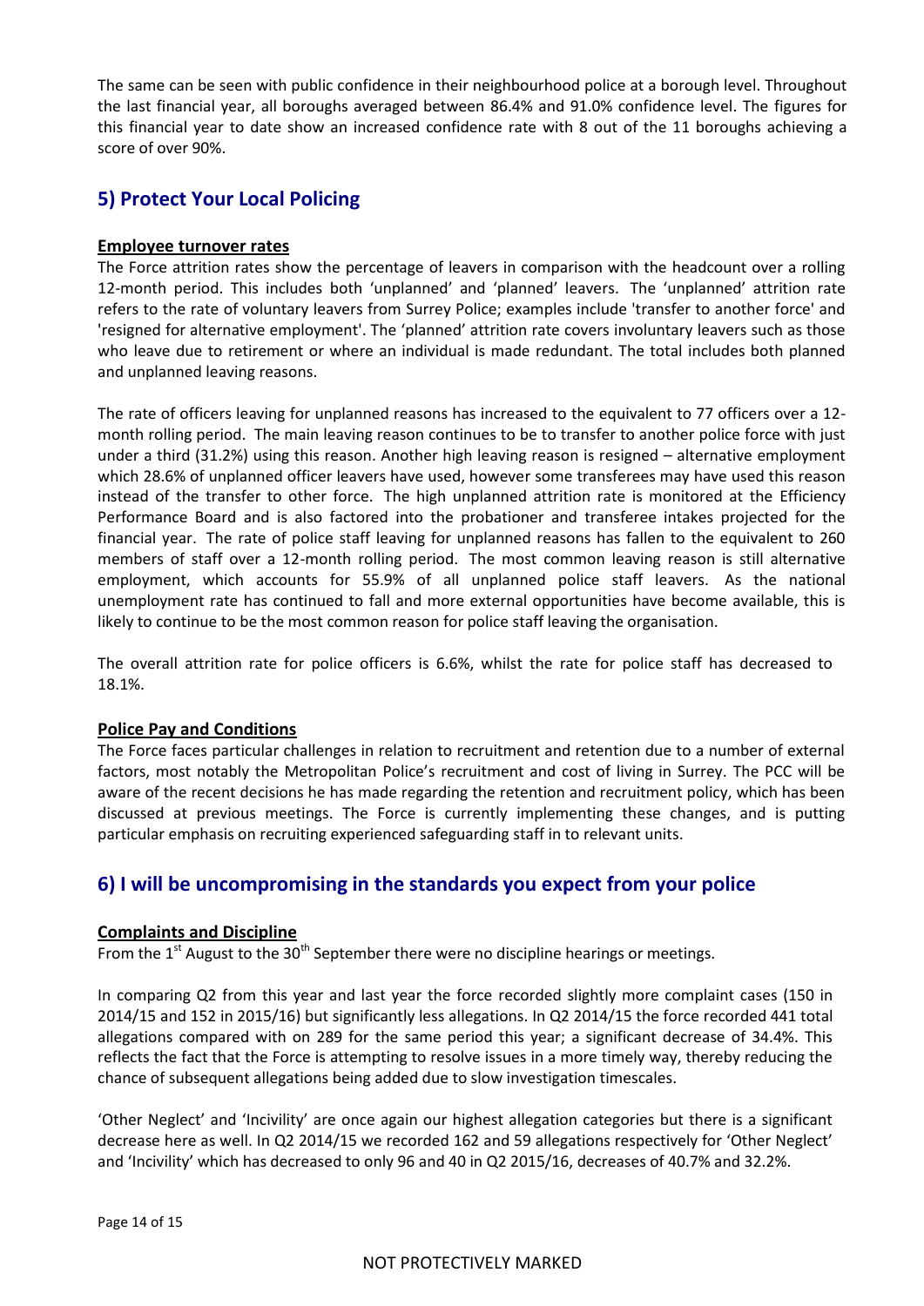The same can be seen with public confidence in their neighbourhood police at a borough level. Throughout the last financial year, all boroughs averaged between 86.4% and 91.0% confidence level. The figures for this financial year to date show an increased confidence rate with 8 out of the 11 boroughs achieving a score of over 90%.

## 5) Protect Your Local Policing

### Employee turnover rates

The Force attrition rates show the percentage of leavers in comparison with the headcount over a rolling 12-month period. This includes both 'unplanned' and 'planned' leavers. The 'unplanned' attrition rate refers to the rate of voluntary leavers from Surrey Police; examples include 'transfer to another force' and 'resigned for alternative employment'. The 'planned' attrition rate covers involuntary leavers such as those who leave due to retirement or where an individual is made redundant. The total includes both planned and unplanned leaving reasons.

The rate of officers leaving for unplanned reasons has increased to the equivalent to 77 officers over a 12-month rolling period. The main leaving reason continues to be to transfer to another police force with just under a third (31.2%) using this reason. Another high leaving reason is resigned – alternative employment which 28.6% of unplanned officer leavers have used, however some transferees may have used this reason instead of the transfer to other force. The high unplanned attrition rate is monitored at the Efficiency Performance Board and is also factored into the probationer and transferee intakes projected for the financial year. The rate of police staff leaving for unplanned reasons has fallen to the equivalent to 260 members of staff over a 12-month rolling period. The most common leaving reason is still alternative employment, which accounts for 55.9% of all unplanned police staff leavers. As the national unemployment rate has continued to fall and more external opportunities have become available, this is likely to continue to be the most common reason for police staff leaving the organisation.

The overall attrition rate for police officers is 6.6%, whilst the rate for police staff has decreased to 18.1%.

### Police Pay and Conditions

The Force faces particular challenges in relation to recruitment and retention due to a number of external factors, most notably the Metropolitan Police's recruitment and cost of living in Surrey. The PCC will be aware of the recent decisions he has made regarding the retention and recruitment policy, which has been discussed at previous meetings. The Force is currently implementing these changes, and is putting particular emphasis on recruiting experienced safeguarding staff in to relevant units.

## 6) I will be uncompromising in the standards you expect from your police

### Complaints and Discipline

From the 1st August to the 30th September there were no discipline hearings or meetings.

In comparing Q2 from this year and last year the force recorded slightly more complaint cases (150 in 2014/15 and 152 in 2015/16) but significantly less allegations. In Q2 2014/15 the force recorded 441 total allegations compared with on 289 for the same period this year; a significant decrease of 34.4%. This reflects the fact that the Force is attempting to resolve issues in a more timely way, thereby reducing the chance of subsequent allegations being added due to slow investigation timescales.

'Other Neglect' and 'Incivility' are once again our highest allegation categories but there is a significant decrease here as well. In Q2 2014/15 we recorded 162 and 59 allegations respectively for 'Other Neglect' and 'Incivility' which has decreased to only 96 and 40 in Q2 2015/16, decreases of 40.7% and 32.2%.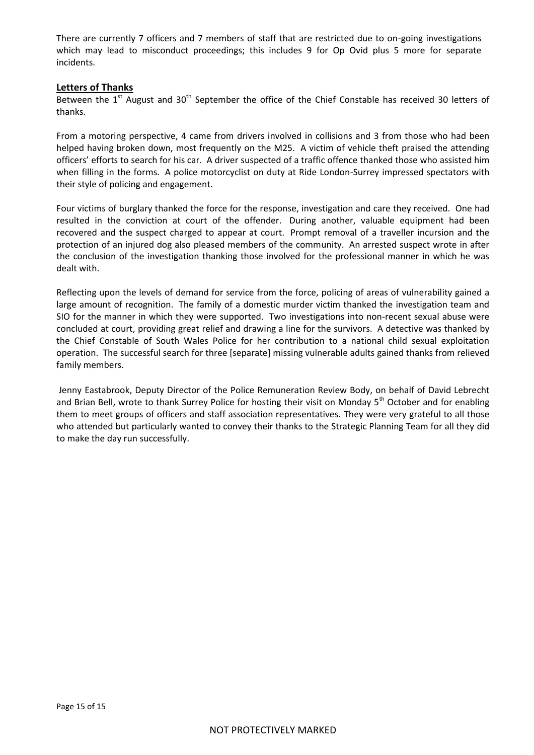There are currently 7 officers and 7 members of staff that are restricted due to on-going investigations which may lead to misconduct proceedings; this includes 9 for Op Ovid plus 5 more for separate incidents.

## Letters of Thanks

Between the 1st August and 30th September the office of the Chief Constable has received 30 letters of thanks.

From a motoring perspective, 4 came from drivers involved in collisions and 3 from those who had been helped having broken down, most frequently on the M25. A victim of vehicle theft praised the attending officers' efforts to search for his car. A driver suspected of a traffic offence thanked those who assisted him when filling in the forms. A police motorcyclist on duty at Ride London-Surrey impressed spectators with their style of policing and engagement.

Four victims of burglary thanked the force for the response, investigation and care they received. One had resulted in the conviction at court of the offender. During another, valuable equipment had been recovered and the suspect charged to appear at court. Prompt removal of a traveller incursion and the protection of an injured dog also pleased members of the community. An arrested suspect wrote in after the conclusion of the investigation thanking those involved for the professional manner in which he was dealt with.

Reflecting upon the levels of demand for service from the force, policing of areas of vulnerability gained a large amount of recognition. The family of a domestic murder victim thanked the investigation team and SIO for the manner in which they were supported. Two investigations into non-recent sexual abuse were concluded at court, providing great relief and drawing a line for the survivors. A detective was thanked by the Chief Constable of South Wales Police for her contribution to a national child sexual exploitation operation. The successful search for three [separate] missing vulnerable adults gained thanks from relieved family members.

Jenny Eastabrook, Deputy Director of the Police Remuneration Review Body, on behalf of David Lebrecht and Brian Bell, wrote to thank Surrey Police for hosting their visit on Monday 5th October and for enabling them to meet groups of officers and staff association representatives. They were very grateful to all those who attended but particularly wanted to convey their thanks to the Strategic Planning Team for all they did to make the day run successfully.

NOT PROTECTIVELY MARKED